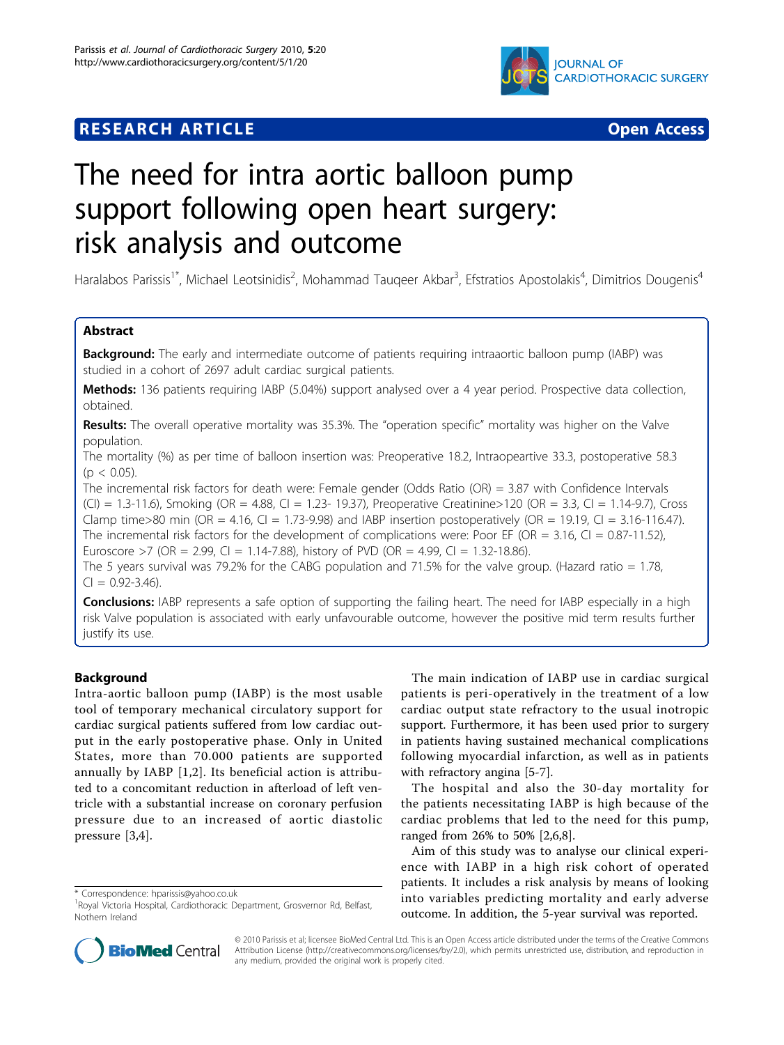RESEARCH ARTICLE Open Access

# The need for intra aortic balloon pump support following open heart surgery: risk analysis and outcome

Haralabos Parissis[1*], Michael Leotsinidis[2], Mohammad Tauqeer Akbar[3], Efstratios Apostolakis[4], Dimitrios Dougenis[4]

## Abstract

**Background:** The early and intermediate outcome of patients requiring intraaortic balloon pump (IABP) was studied in a cohort of 2697 adult cardiac surgical patients.

**Methods:** 136 patients requiring IABP (5.04%) support analysed over a 4 year period. Prospective data collection, obtained.

**Results:** The overall operative mortality was 35.3%. The "operation specific" mortality was higher on the Valve population.

The mortality (%) as per time of balloon insertion was: Preoperative 18.2, Intraopeartive 33.3, postoperative 58.3 ($p < 0.05$).

The incremental risk factors for death were: Female gender (Odds Ratio (OR) = 3.87 with Confidence Intervals (CI) = 1.3-11.6), Smoking (OR = 4.88, CI = 1.23- 19.37), Preoperative Creatinine>120 (OR = 3.3, CI = 1.14-9.7), Cross Clamp time>80 min (OR = 4.16, CI = 1.73-9.98) and IABP insertion postoperatively (OR = 19.19, CI = 3.16-116.47).

The incremental risk factors for the development of complications were: Poor EF (OR = 3.16, CI = 0.87-11.52), Euroscore >7 (OR = 2.99, CI = 1.14-7.88), history of PVD (OR = 4.99, CI = 1.32-18.86).

The 5 years survival was 79.2% for the CABG population and 71.5% for the valve group. (Hazard ratio = 1.78, CI = 0.92-3.46).

**Conclusions:** IABP represents a safe option of supporting the failing heart. The need for IABP especially in a high risk Valve population is associated with early unfavourable outcome, however the positive mid term results further justify its use.

## Background

Intra-aortic balloon pump (IABP) is the most usable tool of temporary mechanical circulatory support for cardiac surgical patients suffered from low cardiac output in the early postoperative phase. Only in United States, more than 70.000 patients are supported annually by IABP [1,2]. Its beneficial action is attributed to a concomitant reduction in afterload of left ventricle with a substantial increase on coronary perfusion pressure due to an increased of aortic diastolic pressure [3,4].

The main indication of IABP use in cardiac surgical patients is peri-operatively in the treatment of a low cardiac output state refractory to the usual inotropic support. Furthermore, it has been used prior to surgery in patients having sustained mechanical complications following myocardial infarction, as well as in patients with refractory angina [5-7].

The hospital and also the 30-day mortality for the patients necessitating IABP is high because of the cardiac problems that led to the need for this pump, ranged from 26% to 50% [2,6,8].

Aim of this study was to analyse our clinical experience with IABP in a high risk cohort of operated patients. It includes a risk analysis by means of looking into variables predicting mortality and early adverse outcome. In addition, the 5-year survival was reported.

* Correspondence: hparissis@yahoo.co.uk
[1]Royal Victoria Hospital, Cardiothoracic Department, Grosvernor Rd, Belfast, Nothern Ireland

© 2010 Parissis et al; licensee BioMed Central Ltd. This is an Open Access article distributed under the terms of the Creative Commons Attribution License (http://creativecommons.org/licenses/by/2.0), which permits unrestricted use, distribution, and reproduction in any medium, provided the original work is properly cited.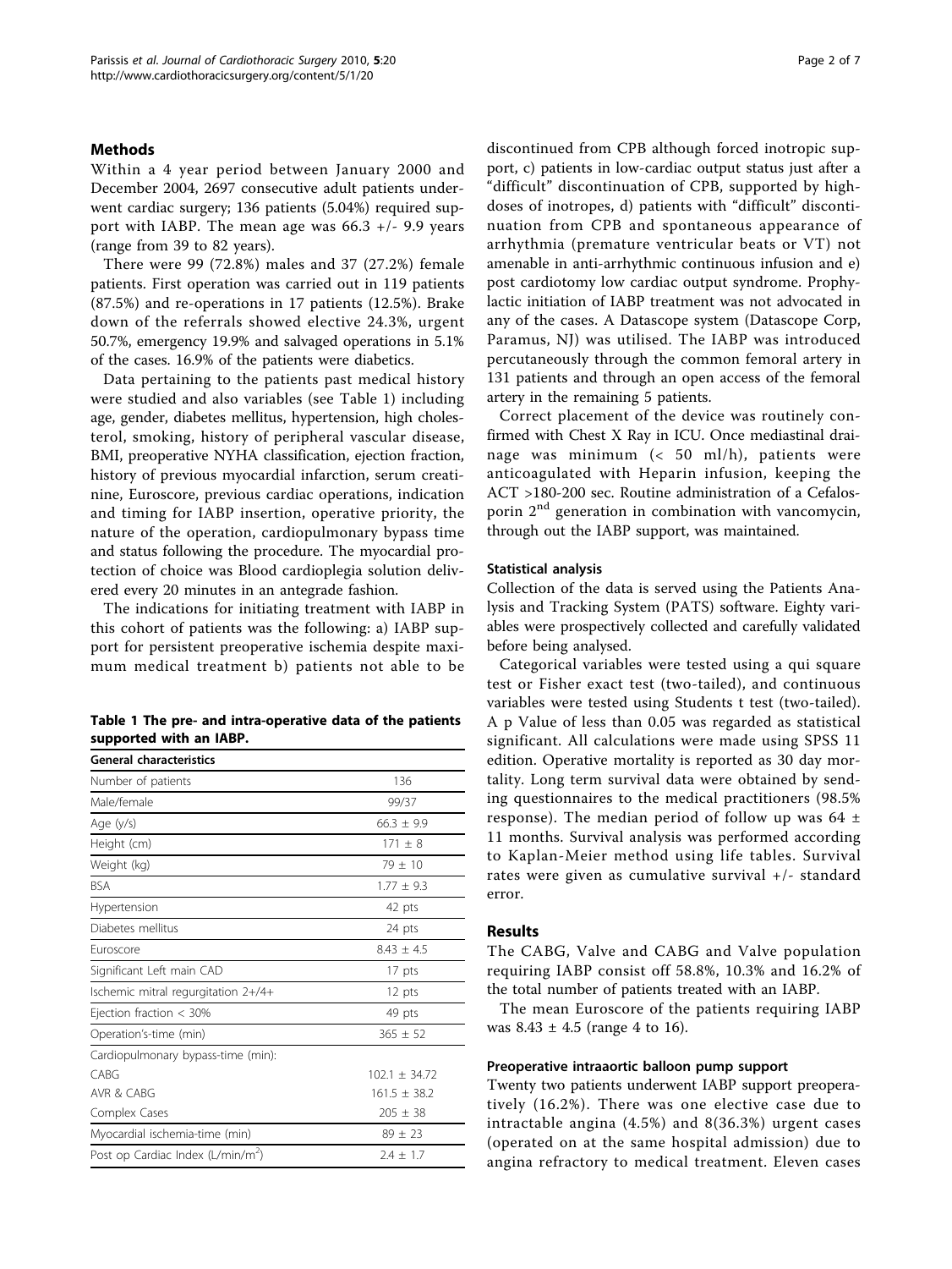## Methods

Within a 4 year period between January 2000 and December 2004, 2697 consecutive adult patients underwent cardiac surgery; 136 patients (5.04%) required support with IABP. The mean age was 66.3 +/- 9.9 years (range from 39 to 82 years).

There were 99 (72.8%) males and 37 (27.2%) female patients. First operation was carried out in 119 patients (87.5%) and re-operations in 17 patients (12.5%). Brake down of the referrals showed elective 24.3%, urgent 50.7%, emergency 19.9% and salvaged operations in 5.1% of the cases. 16.9% of the patients were diabetics.

Data pertaining to the patients past medical history were studied and also variables (see Table 1) including age, gender, diabetes mellitus, hypertension, high cholesterol, smoking, history of peripheral vascular disease, BMI, preoperative NYHA classification, ejection fraction, history of previous myocardial infarction, serum creatinine, Euroscore, previous cardiac operations, indication and timing for IABP insertion, operative priority, the nature of the operation, cardiopulmonary bypass time and status following the procedure. The myocardial protection of choice was Blood cardioplegia solution delivered every 20 minutes in an antegrade fashion.

The indications for initiating treatment with IABP in this cohort of patients was the following: a) IABP support for persistent preoperative ischemia despite maximum medical treatment b) patients not able to be discontinued from CPB although forced inotropic support, c) patients in low-cardiac output status just after a "difficult" discontinuation of CPB, supported by high-doses of inotropes, d) patients with "difficult" discontinuation from CPB and spontaneous appearance of arrhythmia (premature ventricular beats or VT) not amenable in anti-arrhythmic continuous infusion and e) post cardiotomy low cardiac output syndrome. Prophylactic initiation of IABP treatment was not advocated in any of the cases. A Datascope system (Datascope Corp, Paramus, NJ) was utilised. The IABP was introduced percutaneously through the common femoral artery in 131 patients and through an open access of the femoral artery in the remaining 5 patients.

Correct placement of the device was routinely confirmed with Chest X Ray in ICU. Once mediastinal drainage was minimum (< 50 ml/h), patients were anticoagulated with Heparin infusion, keeping the ACT >180-200 sec. Routine administration of a Cefalosporin 2[nd] generation in combination with vancomycin, through out the IABP support, was maintained.

**Table 1 The pre- and intra-operative data of the patients supported with an IABP.**

| General characteristics | |
|---|---|
| Number of patients | 136 |
| Male/female | 99/37 |
| Age (y/s) | 66.3 ± 9.9 |
| Height (cm) | 171 ± 8 |
| Weight (kg) | 79 ± 10 |
| BSA | 1.77 ± 9.3 |
| Hypertension | 42 pts |
| Diabetes mellitus | 24 pts |
| Euroscore | 8.43 ± 4.5 |
| Significant Left main CAD | 17 pts |
| Ischemic mitral regurgitation 2+/4+ | 12 pts |
| Ejection fraction < 30% | 49 pts |
| Operation's-time (min) | 365 ± 52 |
| Cardiopulmonary bypass-time (min): | |
| CABG | 102.1 ± 34.72 |
| AVR & CABG | 161.5 ± 38.2 |
| Complex Cases | 205 ± 38 |
| Myocardial ischemia-time (min) | 89 ± 23 |
| Post op Cardiac Index (L/min/m$^2$) | 2.4 ± 1.7 |

### Statistical analysis

Collection of the data is served using the Patients Analysis and Tracking System (PATS) software. Eighty variables were prospectively collected and carefully validated before being analysed.

Categorical variables were tested using a qui square test or Fisher exact test (two-tailed), and continuous variables were tested using Students t test (two-tailed). A p Value of less than 0.05 was regarded as statistical significant. All calculations were made using SPSS 11 edition. Operative mortality is reported as 30 day mortality. Long term survival data were obtained by sending questionnaires to the medical practitioners (98.5% response). The median period of follow up was 64 ± 11 months. Survival analysis was performed according to Kaplan-Meier method using life tables. Survival rates were given as cumulative survival +/- standard error.

## Results

The CABG, Valve and CABG and Valve population requiring IABP consist off 58.8%, 10.3% and 16.2% of the total number of patients treated with an IABP.

The mean Euroscore of the patients requiring IABP was 8.43 ± 4.5 (range 4 to 16).

### Preoperative intraaortic balloon pump support

Twenty two patients underwent IABP support preoperatively (16.2%). There was one elective case due to intractable angina (4.5%) and 8(36.3%) urgent cases (operated on at the same hospital admission) due to angina refractory to medical treatment. Eleven cases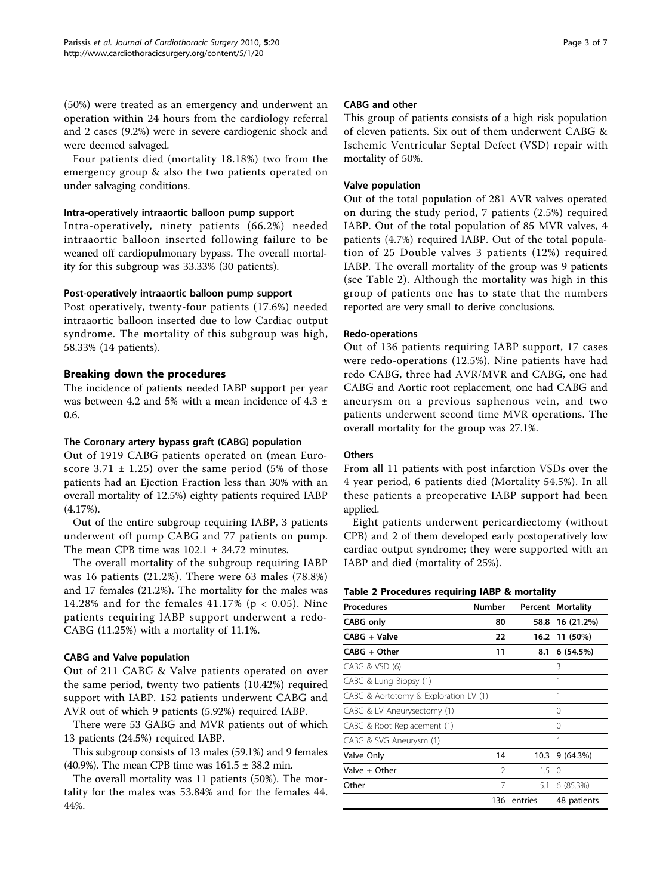(50%) were treated as an emergency and underwent an operation within 24 hours from the cardiology referral and 2 cases (9.2%) were in severe cardiogenic shock and were deemed salvaged.

Four patients died (mortality 18.18%) two from the emergency group & also the two patients operated on under salvaging conditions.

#### Intra-operatively intraaortic balloon pump support

Intra-operatively, ninety patients (66.2%) needed intraaortic balloon inserted following failure to be weaned off cardiopulmonary bypass. The overall mortality for this subgroup was 33.33% (30 patients).

#### Post-operatively intraaortic balloon pump support

Post operatively, twenty-four patients (17.6%) needed intraaortic balloon inserted due to low Cardiac output syndrome. The mortality of this subgroup was high, 58.33% (14 patients).

## Breaking down the procedures

The incidence of patients needed IABP support per year was between 4.2 and 5% with a mean incidence of 4.3 ± 0.6.

#### The Coronary artery bypass graft (CABG) population

Out of 1919 CABG patients operated on (mean Euroscore 3.71 ± 1.25) over the same period (5% of those patients had an Ejection Fraction less than 30% with an overall mortality of 12.5%) eighty patients required IABP (4.17%).

Out of the entire subgroup requiring IABP, 3 patients underwent off pump CABG and 77 patients on pump. The mean CPB time was 102.1 ± 34.72 minutes.

The overall mortality of the subgroup requiring IABP was 16 patients (21.2%). There were 63 males (78.8%) and 17 females (21.2%). The mortality for the males was 14.28% and for the females 41.17% ($p < 0.05$). Nine patients requiring IABP support underwent a redo-CABG (11.25%) with a mortality of 11.1%.

#### CABG and Valve population

Out of 211 CABG & Valve patients operated on over the same period, twenty two patients (10.42%) required support with IABP. 152 patients underwent CABG and AVR out of which 9 patients (5.92%) required IABP.

There were 53 GABG and MVR patients out of which 13 patients (24.5%) required IABP.

This subgroup consists of 13 males (59.1%) and 9 females (40.9%). The mean CPB time was 161.5 ± 38.2 min.

The overall mortality was 11 patients (50%). The mortality for the males was 53.84% and for the females 44.44%.

#### CABG and other

This group of patients consists of a high risk population of eleven patients. Six out of them underwent CABG & Ischemic Ventricular Septal Defect (VSD) repair with mortality of 50%.

#### Valve population

Out of the total population of 281 AVR valves operated on during the study period, 7 patients (2.5%) required IABP. Out of the total population of 85 MVR valves, 4 patients (4.7%) required IABP. Out of the total population of 25 Double valves 3 patients (12%) required IABP. The overall mortality of the group was 9 patients (see Table 2). Although the mortality was high in this group of patients one has to state that the numbers reported are very small to derive conclusions.

#### Redo-operations

Out of 136 patients requiring IABP support, 17 cases were redo-operations (12.5%). Nine patients have had redo CABG, three had AVR/MVR and CABG, one had CABG and Aortic root replacement, one had CABG and aneurysm on a previous saphenous vein, and two patients underwent second time MVR operations. The overall mortality for the group was 27.1%.

#### Others

From all 11 patients with post infarction VSDs over the 4 year period, 6 patients died (Mortality 54.5%). In all these patients a preoperative IABP support had been applied.

Eight patients underwent pericardiectomy (without CPB) and 2 of them developed early postoperatively low cardiac output syndrome; they were supported with an IABP and died (mortality of 25%).

**Table 2 Procedures requiring IABP & mortality**

| Procedures | Number | Percent | Mortality |
|---|---|---|---|
| **CABG only** | **80** | **58.8** | **16 (21.2%)** |
| **CABG + Valve** | **22** | **16.2** | **11 (50%)** |
| **CABG + Other** | **11** | **8.1** | **6 (54.5%)** |
| CABG & VSD (6) | | | 3 |
| CABG & Lung Biopsy (1) | | | 1 |
| CABG & Aortotomy & Exploration LV (1) | | | 1 |
| CABG & LV Aneurysectomy (1) | | | 0 |
| CABG & Root Replacement (1) | | | 0 |
| CABG & SVG Aneurysm (1) | | | 1 |
| Valve Only | 14 | 10.3 | 9 (64.3%) |
| Valve + Other | 2 | 1.5 | 0 |
| Other | 7 | 5.1 | 6 (85.3%) |
| | 136 | entries | 48 patients |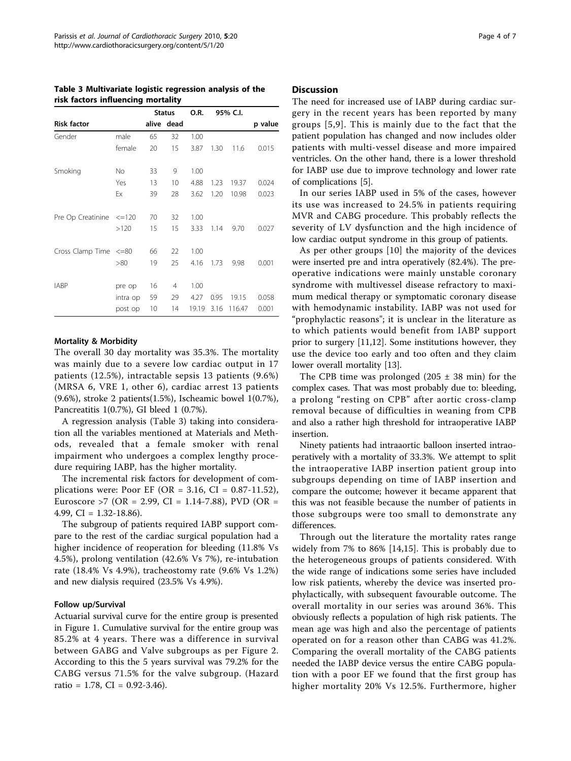**Table 3 Multivariate logistic regression analysis of the risk factors influencing mortality**

| Risk factor | | Status | | O.R. | 95% C.I. | | p value |
|---|---|---|---|---|---|---|---|
| | | alive | dead | | | | |
| Gender | male | 65 | 32 | 1.00 | | | |
| | female | 20 | 15 | 3.87 | 1.30 | 11.6 | 0.015 |
| Smoking | No | 33 | 9 | 1.00 | | | |
| | Yes | 13 | 10 | 4.88 | 1.23 | 19.37 | 0.024 |
| | Ex | 39 | 28 | 3.62 | 1.20 | 10.98 | 0.023 |
| Pre Op Creatinine | <=120 | 70 | 32 | 1.00 | | | |
| | >120 | 15 | 15 | 3.33 | 1.14 | 9.70 | 0.027 |
| Cross Clamp Time | <=80 | 66 | 22 | 1.00 | | | |
| | >80 | 19 | 25 | 4.16 | 1.73 | 9.98 | 0.001 |
| IABP | pre op | 16 | 4 | 1.00 | | | |
| | intra op | 59 | 29 | 4.27 | 0.95 | 19.15 | 0.058 |
| | post op | 10 | 14 | 19.19 | 3.16 | 116.47 | 0.001 |

#### Mortality & Morbidity

The overall 30 day mortality was 35.3%. The mortality was mainly due to a severe low cardiac output in 17 patients (12.5%), intractable sepsis 13 patients (9.6%) (MRSA 6, VRE 1, other 6), cardiac arrest 13 patients (9.6%), stroke 2 patients(1.5%), Ischeamic bowel 1(0.7%), Pancreatitis 1(0.7%), GI bleed 1 (0.7%).

A regression analysis (Table 3) taking into consideration all the variables mentioned at Materials and Methods, revealed that a female smoker with renal impairment who undergoes a complex lengthy procedure requiring IABP, has the higher mortality.

The incremental risk factors for development of complications were: Poor EF (OR = 3.16, CI = 0.87-11.52), Euroscore >7 (OR = 2.99, CI = 1.14-7.88), PVD (OR = 4.99, CI = 1.32-18.86).

The subgroup of patients required IABP support compare to the rest of the cardiac surgical population had a higher incidence of reoperation for bleeding (11.8% Vs 4.5%), prolong ventilation (42.6% Vs 7%), re-intubation rate (18.4% Vs 4.9%), tracheostomy rate (9.6% Vs 1.2%) and new dialysis required (23.5% Vs 4.9%).

#### Follow up/Survival

Actuarial survival curve for the entire group is presented in Figure 1. Cumulative survival for the entire group was 85.2% at 4 years. There was a difference in survival between GABG and Valve subgroups as per Figure 2. According to this the 5 years survival was 79.2% for the CABG versus 71.5% for the valve subgroup. (Hazard ratio = 1.78, CI = 0.92-3.46).

## Discussion

The need for increased use of IABP during cardiac surgery in the recent years has been reported by many groups [5,9]. This is mainly due to the fact that the patient population has changed and now includes older patients with multi-vessel disease and more impaired ventricles. On the other hand, there is a lower threshold for IABP use due to improve technology and lower rate of complications [5].

In our series IABP used in 5% of the cases, however its use was increased to 24.5% in patients requiring MVR and CABG procedure. This probably reflects the severity of LV dysfunction and the high incidence of low cardiac output syndrome in this group of patients.

As per other groups [10] the majority of the devices were inserted pre and intra operatively (82.4%). The preoperative indications were mainly unstable coronary syndrome with multivessel disease refractory to maximum medical therapy or symptomatic coronary disease with hemodynamic instability. IABP was not used for "prophylactic reasons"; it is unclear in the literature as to which patients would benefit from IABP support prior to surgery [11,12]. Some institutions however, they use the device too early and too often and they claim lower overall mortality [13].

The CPB time was prolonged (205 ± 38 min) for the complex cases. That was most probably due to: bleeding, a prolong "resting on CPB" after aortic cross-clamp removal because of difficulties in weaning from CPB and also a rather high threshold for intraoperative IABP insertion.

Ninety patients had intraaortic balloon inserted intraoperatively with a mortality of 33.3%. We attempt to split the intraoperative IABP insertion patient group into subgroups depending on time of IABP insertion and compare the outcome; however it became apparent that this was not feasible because the number of patients in those subgroups were too small to demonstrate any differences.

Through out the literature the mortality rates range widely from 7% to 86% [14,15]. This is probably due to the heterogeneous groups of patients considered. With the wide range of indications some series have included low risk patients, whereby the device was inserted prophylactically, with subsequent favourable outcome. The overall mortality in our series was around 36%. This obviously reflects a population of high risk patients. The mean age was high and also the percentage of patients operated on for a reason other than CABG was 41.2%. Comparing the overall mortality of the CABG patients needed the IABP device versus the entire CABG population with a poor EF we found that the first group has higher mortality 20% Vs 12.5%. Furthermore, higher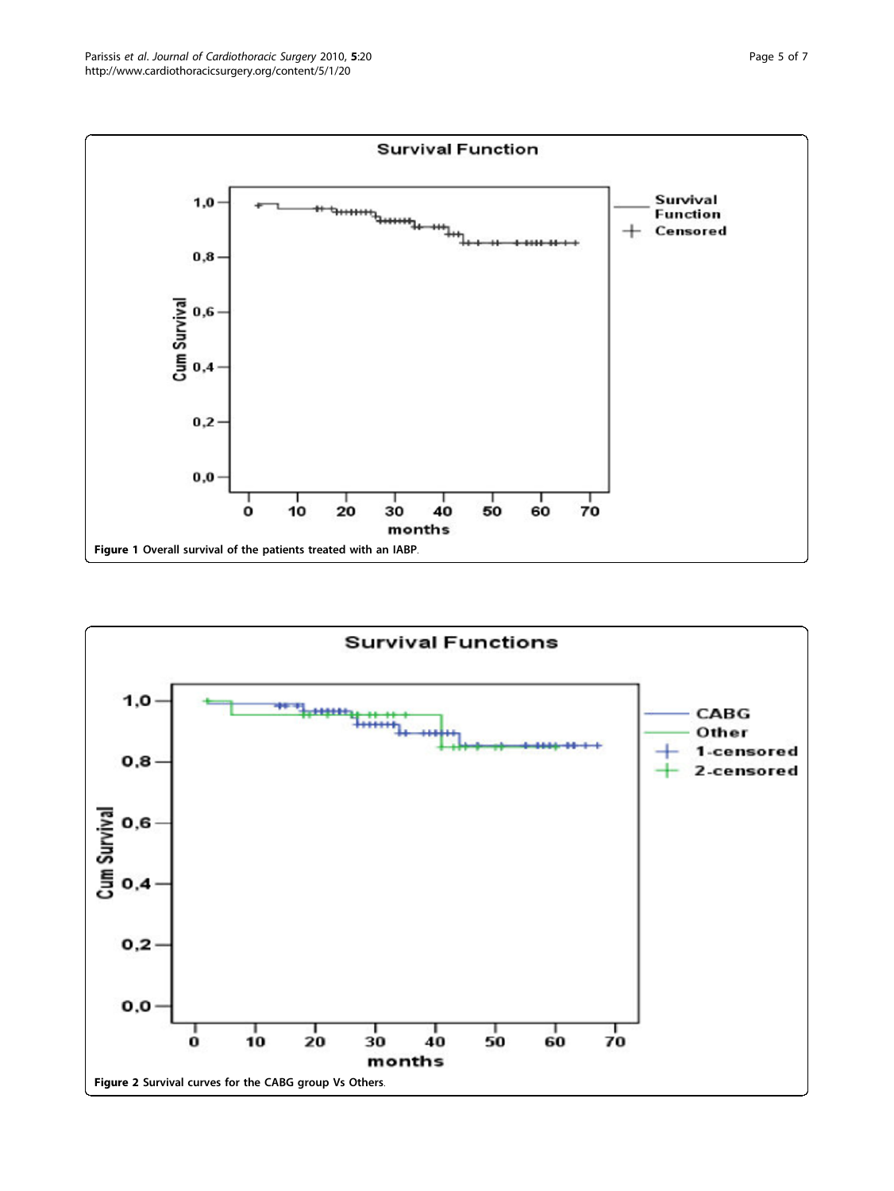**Figure 1** Overall survival of the patients treated with an IABP.

**Figure 2** Survival curves for the CABG group Vs Others.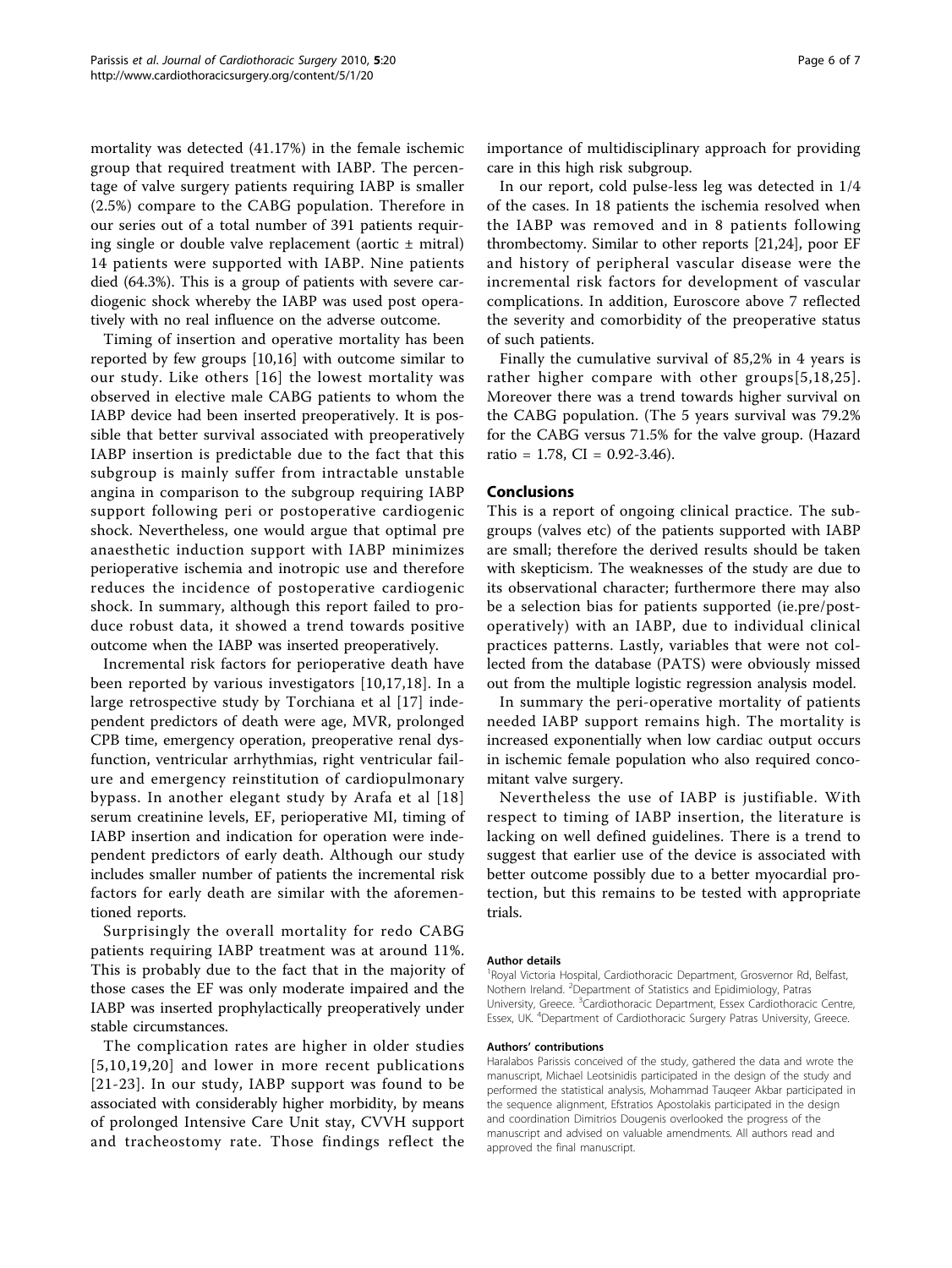mortality was detected (41.17%) in the female ischemic group that required treatment with IABP. The percentage of valve surgery patients requiring IABP is smaller (2.5%) compare to the CABG population. Therefore in our series out of a total number of 391 patients requiring single or double valve replacement (aortic ± mitral) 14 patients were supported with IABP. Nine patients died (64.3%). This is a group of patients with severe cardiogenic shock whereby the IABP was used post operatively with no real influence on the adverse outcome.

Timing of insertion and operative mortality has been reported by few groups [10,16] with outcome similar to our study. Like others [16] the lowest mortality was observed in elective male CABG patients to whom the IABP device had been inserted preoperatively. It is possible that better survival associated with preoperatively IABP insertion is predictable due to the fact that this subgroup is mainly suffer from intractable unstable angina in comparison to the subgroup requiring IABP support following peri or postoperative cardiogenic shock. Nevertheless, one would argue that optimal pre anaesthetic induction support with IABP minimizes perioperative ischemia and inotropic use and therefore reduces the incidence of postoperative cardiogenic shock. In summary, although this report failed to produce robust data, it showed a trend towards positive outcome when the IABP was inserted preoperatively.

Incremental risk factors for perioperative death have been reported by various investigators [10,17,18]. In a large retrospective study by Torchiana et al [17] independent predictors of death were age, MVR, prolonged CPB time, emergency operation, preoperative renal dysfunction, ventricular arrhythmias, right ventricular failure and emergency reinstitution of cardiopulmonary bypass. In another elegant study by Arafa et al [18] serum creatinine levels, EF, perioperative MI, timing of IABP insertion and indication for operation were independent predictors of early death. Although our study includes smaller number of patients the incremental risk factors for early death are similar with the aforementioned reports.

Surprisingly the overall mortality for redo CABG patients requiring IABP treatment was at around 11%. This is probably due to the fact that in the majority of those cases the EF was only moderate impaired and the IABP was inserted prophylactically preoperatively under stable circumstances.

The complication rates are higher in older studies [5,10,19,20] and lower in more recent publications [21-23]. In our study, IABP support was found to be associated with considerably higher morbidity, by means of prolonged Intensive Care Unit stay, CVVH support and tracheostomy rate. Those findings reflect the importance of multidisciplinary approach for providing care in this high risk subgroup.

In our report, cold pulse-less leg was detected in 1/4 of the cases. In 18 patients the ischemia resolved when the IABP was removed and in 8 patients following thrombectomy. Similar to other reports [21,24], poor EF and history of peripheral vascular disease were the incremental risk factors for development of vascular complications. In addition, Euroscore above 7 reflected the severity and comorbidity of the preoperative status of such patients.

Finally the cumulative survival of 85,2% in 4 years is rather higher compare with other groups[5,18,25]. Moreover there was a trend towards higher survival on the CABG population. (The 5 years survival was 79.2% for the CABG versus 71.5% for the valve group. (Hazard ratio = 1.78, CI = 0.92-3.46).

## Conclusions

This is a report of ongoing clinical practice. The subgroups (valves etc) of the patients supported with IABP are small; therefore the derived results should be taken with skepticism. The weaknesses of the study are due to its observational character; furthermore there may also be a selection bias for patients supported (ie.pre/post-operatively) with an IABP, due to individual clinical practices patterns. Lastly, variables that were not collected from the database (PATS) were obviously missed out from the multiple logistic regression analysis model.

In summary the peri-operative mortality of patients needed IABP support remains high. The mortality is increased exponentially when low cardiac output occurs in ischemic female population who also required concomitant valve surgery.

Nevertheless the use of IABP is justifiable. With respect to timing of IABP insertion, the literature is lacking on well defined guidelines. There is a trend to suggest that earlier use of the device is associated with better outcome possibly due to a better myocardial protection, but this remains to be tested with appropriate trials.

#### Author details

[1]Royal Victoria Hospital, Cardiothoracic Department, Grosvernor Rd, Belfast, Nothern Ireland. [2]Department of Statistics and Epidimiology, Patras University, Greece. [3]Cardiothoracic Department, Essex Cardiothoracic Centre, Essex, UK. [4]Department of Cardiothoracic Surgery Patras University, Greece.

#### Authors' contributions

Haralabos Parissis conceived of the study, gathered the data and wrote the manuscript, Michael Leotsinidis participated in the design of the study and performed the statistical analysis, Mohammad Tauqeer Akbar participated in the sequence alignment, Efstratios Apostolakis participated in the design and coordination Dimitrios Dougenis overlooked the progress of the manuscript and advised on valuable amendments. All authors read and approved the final manuscript.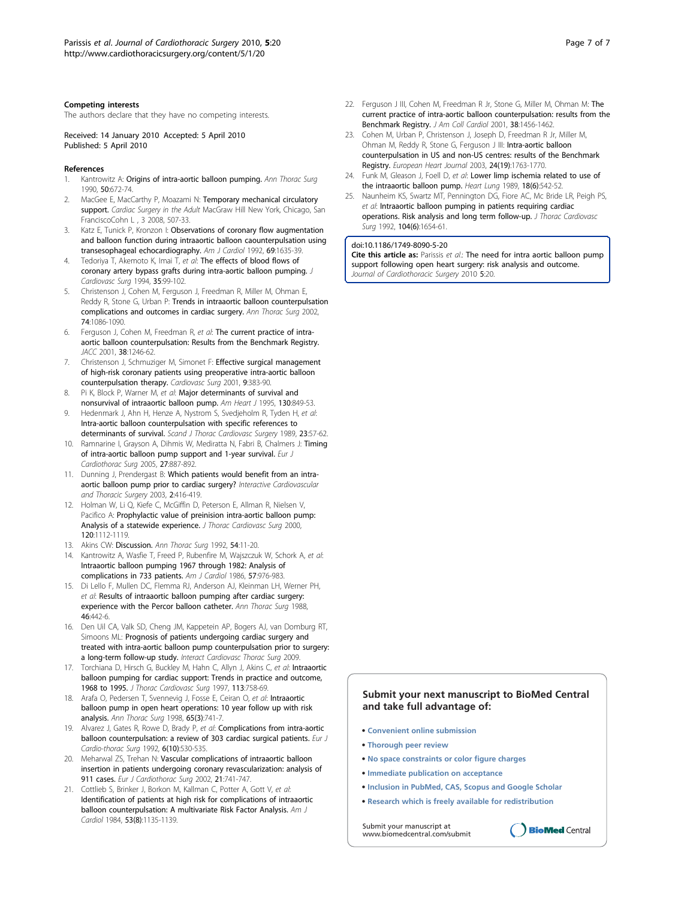## Competing interests

The authors declare that they have no competing interests.

Received: 14 January 2010 Accepted: 5 April 2010
Published: 5 April 2010

## References

1. Kantrowitz A: **Origins of intra-aortic balloon pumping.** *Ann Thorac Surg* 1990, **50**:672-74.
2. MacGee E, MacCarthy P, Moazami N: **Temporary mechanical circulatory support.** *Cardiac Surgery in the Adult* MacGraw Hill New York, Chicago, San FranciscoCohn L , 3 2008, 507-33.
3. Katz E, Tunick P, Kronzon I: **Observations of coronary flow augmentation and balloon function during intraaortic balloon caounterpulsation using transesophageal echocardiography.** *Am J Cardiol* 1992, **69**:1635-39.
4. Tedoriya T, Akemoto K, Imai T, *et al*: **The effects of blood flows of coronary artery bypass grafts during intra-aortic balloon pumping.** *J Cardiovasc Surg* 1994, **35**:99-102.
5. Christenson J, Cohen M, Ferguson J, Freedman R, Miller M, Ohman E, Reddy R, Stone G, Urban P: **Trends in intraaortic balloon counterpulsation complications and outcomes in cardiac surgery.** *Ann Thorac Surg* 2002, **74**:1086-1090.
6. Ferguson J, Cohen M, Freedman R, *et al*: **The current practice of intra-aortic balloon counterpulsation: Results from the Benchmark Registry.** *JACC* 2001, **38**:1246-62.
7. Christenson J, Schmuziger M, Simonet F: **Effective surgical management of high-risk coronary patients using preoperative intra-aortic balloon counterpulsation therapy.** *Cardiovasc Surg* 2001, **9**:383-90.
8. Pi K, Block P, Warner M, *et al*: **Major determinants of survival and nonsurvival of intraaortic balloon pump.** *Am Heart J* 1995, **130**:849-53.
9. Hedenmark J, Ahn H, Henze A, Nystrom S, Svedjeholm R, Tyden H, *et al*: **Intra-aortic balloon counterpulsation with specific references to determinants of survival.** *Scand J Thorac Cardiovasc Surgery* 1989, **23**:57-62.
10. Ramnarine I, Grayson A, Dihmis W, Mediratta N, Fabri B, Chalmers J: **Timing of intra-aortic balloon pump support and 1-year survival.** *Eur J Cardiothorac Surg* 2005, **27**:887-892.
11. Dunning J, Prendergast B: **Which patients would benefit from an intra-aortic balloon pump prior to cardiac surgery?** *Interactive Cardiovascular and Thoracic Surgery* 2003, **2**:416-419.
12. Holman W, Li Q, Kiefe C, McGiffin D, Peterson E, Allman R, Nielsen V, Pacifico A: **Prophylactic value of preinision intra-aortic balloon pump: Analysis of a statewide experience.** *J Thorac Cardiovasc Surg* 2000, **120**:1112-1119.
13. Akins CW: **Discussion.** *Ann Thorac Surg* 1992, **54**:11-20.
14. Kantrowitz A, Wasfie T, Freed P, Rubenfire M, Wajszczuk W, Schork A, *et al*: **Intraaortic balloon pumping 1967 through 1982: Analysis of complications in 733 patients.** *Am J Cardiol* 1986, **57**:976-983.
15. Di Lello F, Mullen DC, Flemma RJ, Anderson AJ, Kleinman LH, Werner PH, *et al*: **Results of intraaortic balloon pumping after cardiac surgery: experience with the Percor balloon catheter.** *Ann Thorac Surg* 1988, **46**:442-6.
16. Den Uil CA, Valk SD, Cheng JM, Kappetein AP, Bogers AJ, van Domburg RT, Simoons ML: **Prognosis of patients undergoing cardiac surgery and treated with intra-aortic balloon pump counterpulsation prior to surgery: a long-term follow-up study.** *Interact Cardiovasc Thorac Surg* 2009.
17. Torchiana D, Hirsch G, Buckley M, Hahn C, Allyn J, Akins C, *et al*: **Intraaortic balloon pumping for cardiac support: Trends in practice and outcome, 1968 to 1995.** *J Thorac Cardiovasc Surg* 1997, **113**:758-69.
18. Arafa O, Pedersen T, Svennevig J, Fosse E, Ceiran O, *et al*: **Intraaortic balloon pump in open heart operations: 10 year follow up with risk analysis.** *Ann Thorac Surg* 1998, **65(3)**:741-7.
19. Alvarez J, Gates R, Rowe D, Brady P, *et al*: **Complications from intra-aortic balloon counterpulsation: a review of 303 cardiac surgical patients.** *Eur J Cardio-thorac Surg* 1992, **6(10)**:530-535.
20. Meharwal ZS, Trehan N: **Vascular complications of intraaortic balloon insertion in patients undergoing coronary revascularization: analysis of 911 cases.** *Eur J Cardiothorac Surg* 2002, **21**:741-747.
21. Cottlieb S, Brinker J, Borkon M, Kallman C, Potter A, Gott V, *et al*: **Identification of patients at high risk for complications of intraaortic balloon counterpulsation: A multivariate Risk Factor Analysis.** *Am J Cardiol* 1984, **53(8)**:1135-1139.
22. Ferguson J III, Cohen M, Freedman R Jr, Stone G, Miller M, Ohman M: **The current practice of intra-aortic balloon counterpulsation: results from the Benchmark Registry.** *J Am Coll Cardiol* 2001, **38**:1456-1462.
23. Cohen M, Urban P, Christenson J, Joseph D, Freedman R Jr, Miller M, Ohman M, Reddy R, Stone G, Ferguson J III: **Intra-aortic balloon counterpulsation in US and non-US centres: results of the Benchmark Registry.** *European Heart Journal* 2003, **24(19)**:1763-1770.
24. Funk M, Gleason J, Foell D, *et al*: **Lower limp ischemia related to use of the intraaortic balloon pump.** *Heart Lung* 1989, **18(6)**:542-52.
25. Naunheim KS, Swartz MT, Pennington DG, Fiore AC, Mc Bride LR, Peigh PS, *et al*: **Intraaortic balloon pumping in patients requiring cardiac operations. Risk analysis and long term follow-up.** *J Thorac Cardiovasc Surg* 1992, **104(6)**:1654-61.

doi:10.1186/1749-8090-5-20

**Cite this article as:** Parissis *et al.*: The need for intra aortic balloon pump support following open heart surgery: risk analysis and outcome. *Journal of Cardiothoracic Surgery* 2010 **5**:20.

**Submit your next manuscript to BioMed Central and take full advantage of:**

- **Convenient online submission**
- **Thorough peer review**
- **No space constraints or color figure charges**
- **Immediate publication on acceptance**
- **Inclusion in PubMed, CAS, Scopus and Google Scholar**
- **Research which is freely available for redistribution**

Submit your manuscript at
www.biomedcentral.com/submit

BioMed Central